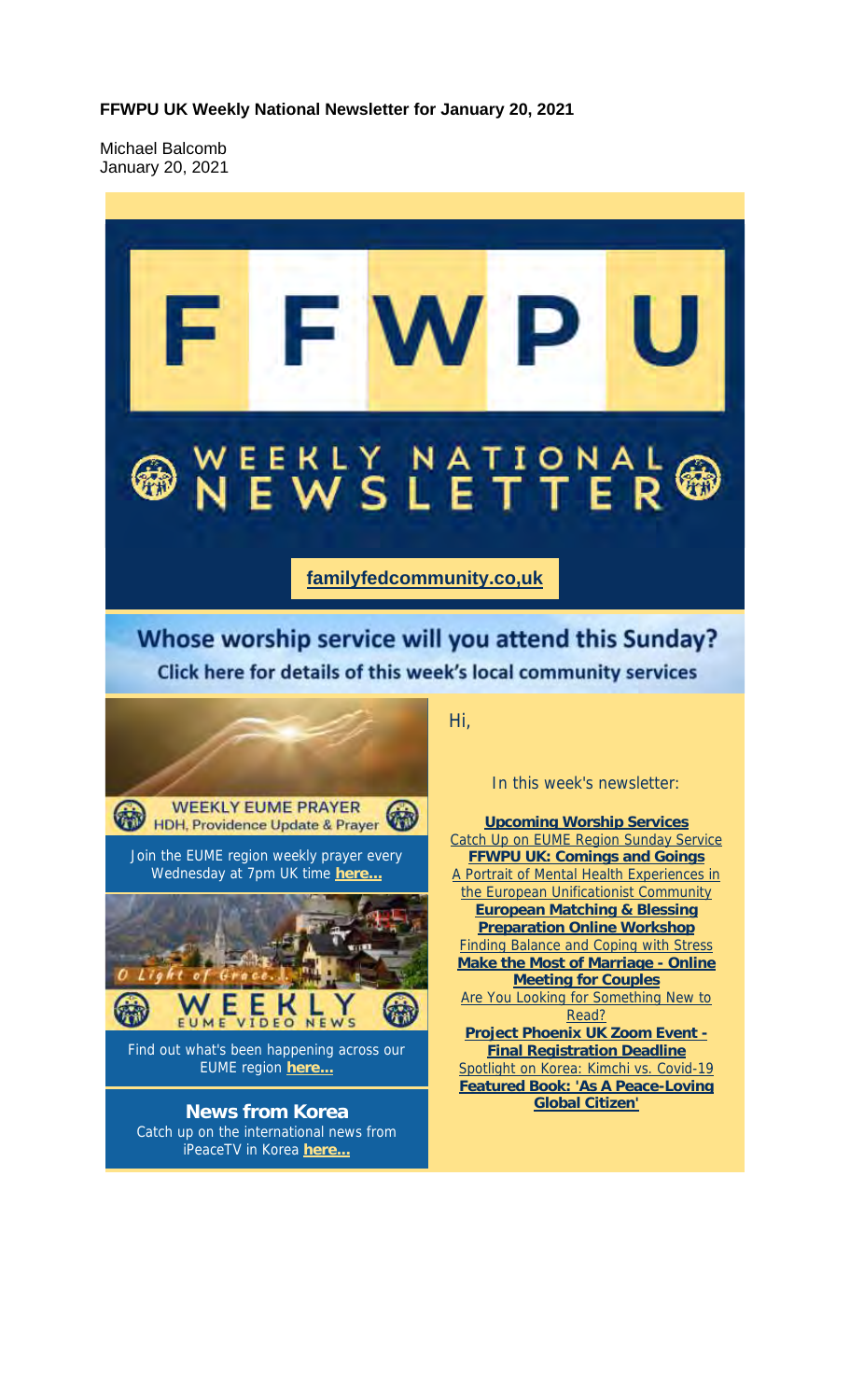**FFWPU UK Weekly National Newsletter for January 20, 2021**

Michael Balcomb
January 20, 2021

# FFWPU

## WEEKLY NATIONAL NEWSLETTER

familyfedcommunity.co,uk

## Whose worship service will you attend this Sunday?

Click here for details of this week's local community services

WEEKLY EUME PRAYER
HDH, Providence Update & Prayer

Join the EUME region weekly prayer every Wednesday at 7pm UK time **here...**

O Light of Grace...

WEEKLY EUME VIDEO NEWS

Find out what's been happening across our EUME region **here...**

**News from Korea**
Catch up on the international news from iPeaceTV in Korea **here...**

Hi,

In this week's newsletter:

**Upcoming Worship Services**
Catch Up on EUME Region Sunday Service
**FFWPU UK: Comings and Goings**
A Portrait of Mental Health Experiences in the European Unificationist Community
**European Matching & Blessing Preparation Online Workshop**
Finding Balance and Coping with Stress
**Make the Most of Marriage - Online Meeting for Couples**
Are You Looking for Something New to Read?
**Project Phoenix UK Zoom Event - Final Registration Deadline**
Spotlight on Korea: Kimchi vs. Covid-19
**Featured Book: 'As A Peace-Loving Global Citizen'**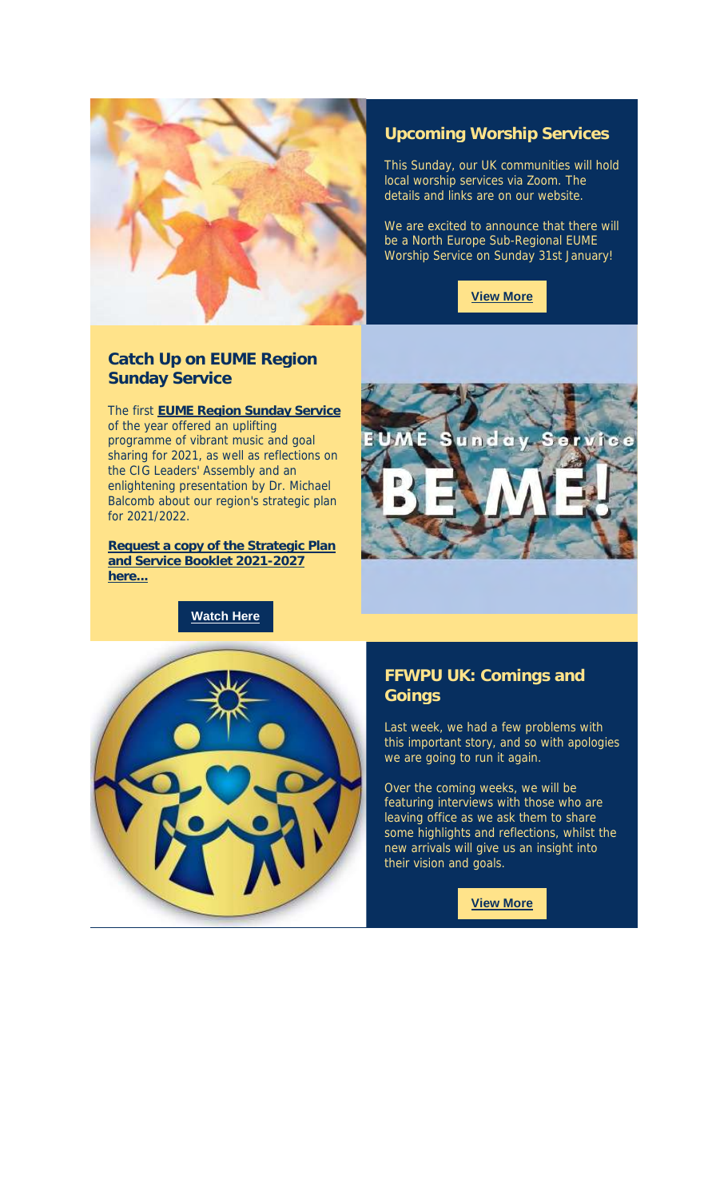## Upcoming Worship Services

This Sunday, our UK communities will hold local worship services via Zoom. The details and links are on our website.

We are excited to announce that there will be a North Europe Sub-Regional EUME Worship Service on Sunday 31st January!

**View More**

## Catch Up on EUME Region Sunday Service

The first **EUME Region Sunday Service** of the year offered an uplifting programme of vibrant music and goal sharing for 2021, as well as reflections on the CIG Leaders' Assembly and an enlightening presentation by Dr. Michael Balcomb about our region's strategic plan for 2021/2022.

**Request a copy of the Strategic Plan and Service Booklet 2021-2027 here...**

**Watch Here**

## FFWPU UK: Comings and Goings

Last week, we had a few problems with this important story, and so with apologies we are going to run it again.

Over the coming weeks, we will be featuring interviews with those who are leaving office as we ask them to share some highlights and reflections, whilst the new arrivals will give us an insight into their vision and goals.

**View More**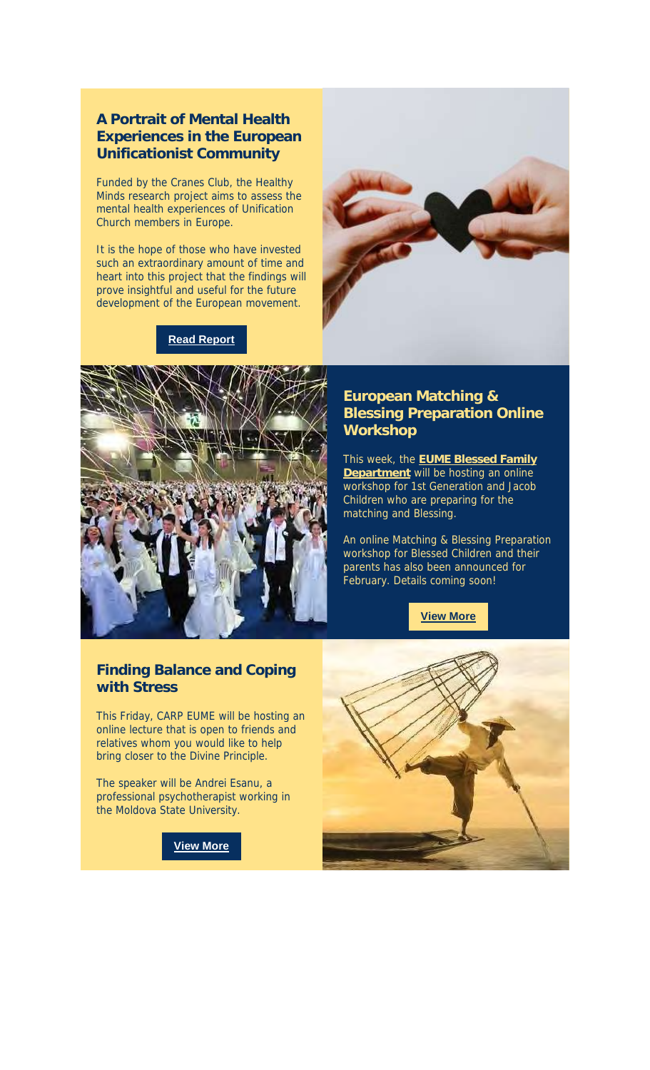## A Portrait of Mental Health Experiences in the European Unificationist Community

Funded by the Cranes Club, the Healthy Minds research project aims to assess the mental health experiences of Unification Church members in Europe.

It is the hope of those who have invested such an extraordinary amount of time and heart into this project that the findings will prove insightful and useful for the future development of the European movement.

**Read Report**

## European Matching & Blessing Preparation Online Workshop

This week, the **EUME Blessed Family Department** will be hosting an online workshop for 1st Generation and Jacob Children who are preparing for the matching and Blessing.

An online Matching & Blessing Preparation workshop for Blessed Children and their parents has also been announced for February. Details coming soon!

**View More**

## Finding Balance and Coping with Stress

This Friday, CARP EUME will be hosting an online lecture that is open to friends and relatives whom you would like to help bring closer to the Divine Principle.

The speaker will be Andrei Esanu, a professional psychotherapist working in the Moldova State University.

**View More**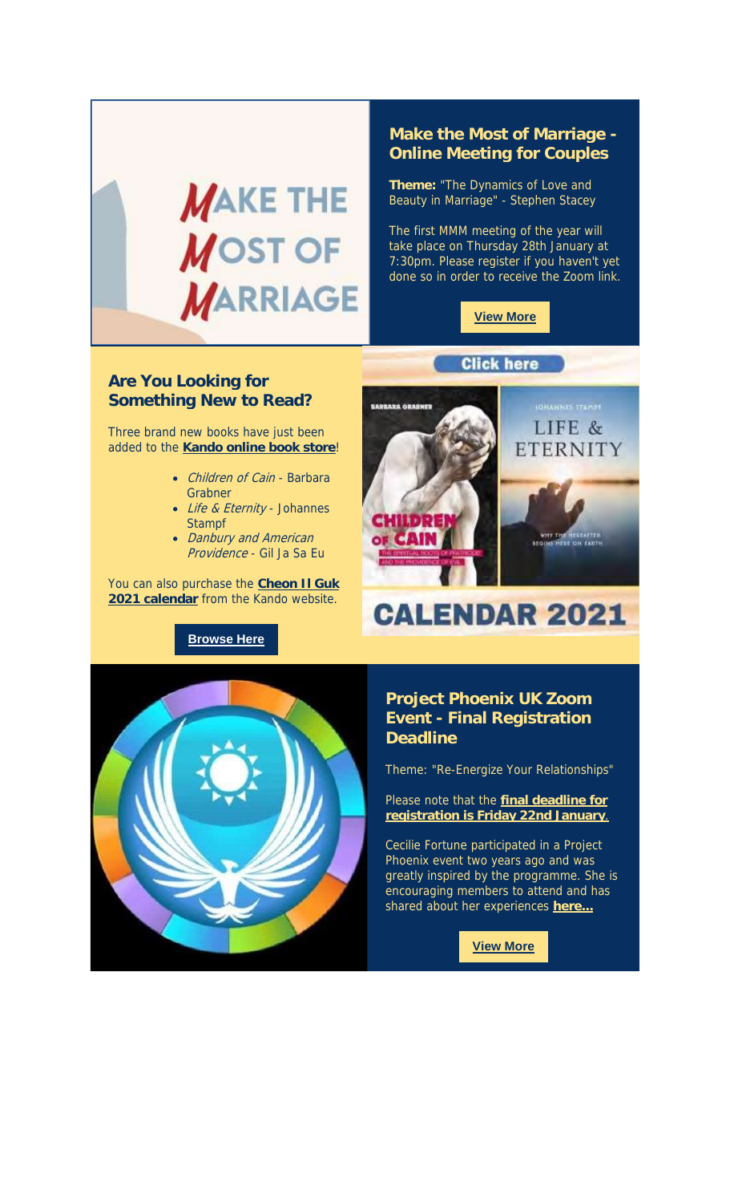## Make the Most of Marriage - Online Meeting for Couples

**Theme:** "The Dynamics of Love and Beauty in Marriage" - Stephen Stacey

The first MMM meeting of the year will take place on Thursday 28th January at 7:30pm. Please register if you haven't yet done so in order to receive the Zoom link.

**View More**

## Are You Looking for Something New to Read?

Three brand new books have just been added to the **Kando online book store**!

- *Children of Cain* - Barbara Grabner
- *Life & Eternity* - Johannes Stampf
- *Danbury and American Providence* - Gil Ja Sa Eu

You can also purchase the **Cheon Il Guk 2021 calendar** from the Kando website.

**Browse Here**

## Project Phoenix UK Zoom Event - Final Registration Deadline

Theme: "Re-Energize Your Relationships"

Please note that the **final deadline for registration is Friday 22nd January**.

Cecilie Fortune participated in a Project Phoenix event two years ago and was greatly inspired by the programme. She is encouraging members to attend and has shared about her experiences **here...**

**View More**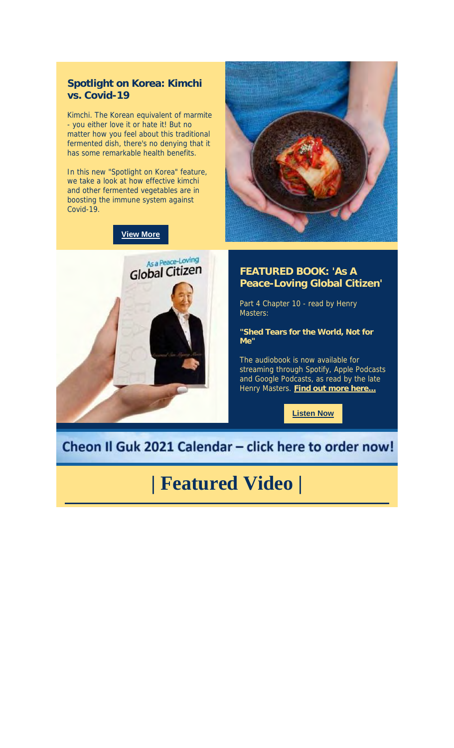## Spotlight on Korea: Kimchi vs. Covid-19

Kimchi. The Korean equivalent of marmite - you either love it or hate it! But no matter how you feel about this traditional fermented dish, there's no denying that it has some remarkable health benefits.

In this new "Spotlight on Korea" feature, we take a look at how effective kimchi and other fermented vegetables are in boosting the immune system against Covid-19.

**View More**

## FEATURED BOOK: 'As A Peace-Loving Global Citizen'

Part 4 Chapter 10 - read by Henry Masters:

**"Shed Tears for the World, Not for Me"**

The audiobook is now available for streaming through Spotify, Apple Podcasts and Google Podcasts, as read by the late Henry Masters. **Find out more here...**

**Listen Now**

**Cheon Il Guk 2021 Calendar – click here to order now!**

# | Featured Video |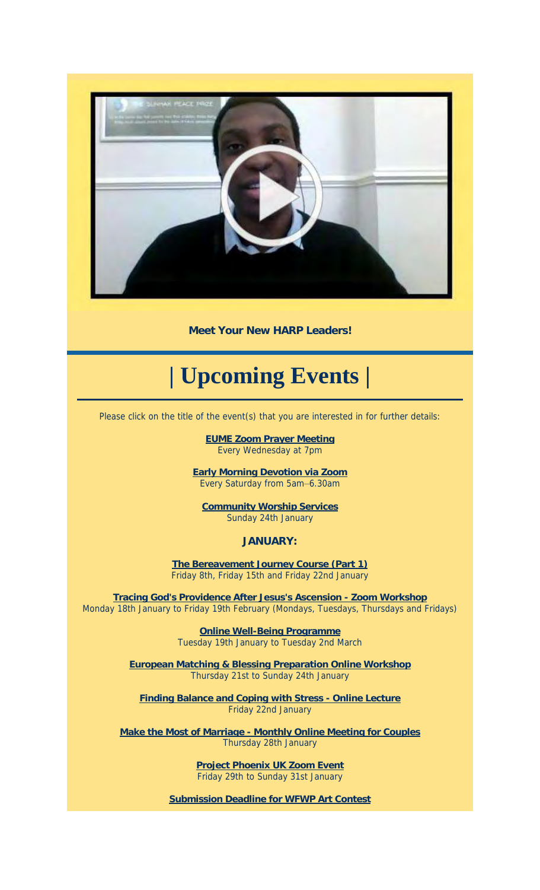**Meet Your New HARP Leaders!**

# | Upcoming Events |

Please click on the title of the event(s) that you are interested in for further details:

**EUME Zoom Prayer Meeting**
Every Wednesday at 7pm

**Early Morning Devotion via Zoom**
Every Saturday from 5am–6.30am

**Community Worship Services**
Sunday 24th January

**JANUARY:**

**The Bereavement Journey Course (Part 1)**
Friday 8th, Friday 15th and Friday 22nd January

**Tracing God's Providence After Jesus's Ascension - Zoom Workshop**
Monday 18th January to Friday 19th February (Mondays, Tuesdays, Thursdays and Fridays)

**Online Well-Being Programme**
Tuesday 19th January to Tuesday 2nd March

**European Matching & Blessing Preparation Online Workshop**
Thursday 21st to Sunday 24th January

**Finding Balance and Coping with Stress - Online Lecture**
Friday 22nd January

**Make the Most of Marriage - Monthly Online Meeting for Couples**
Thursday 28th January

**Project Phoenix UK Zoom Event**
Friday 29th to Sunday 31st January

**Submission Deadline for WFWP Art Contest**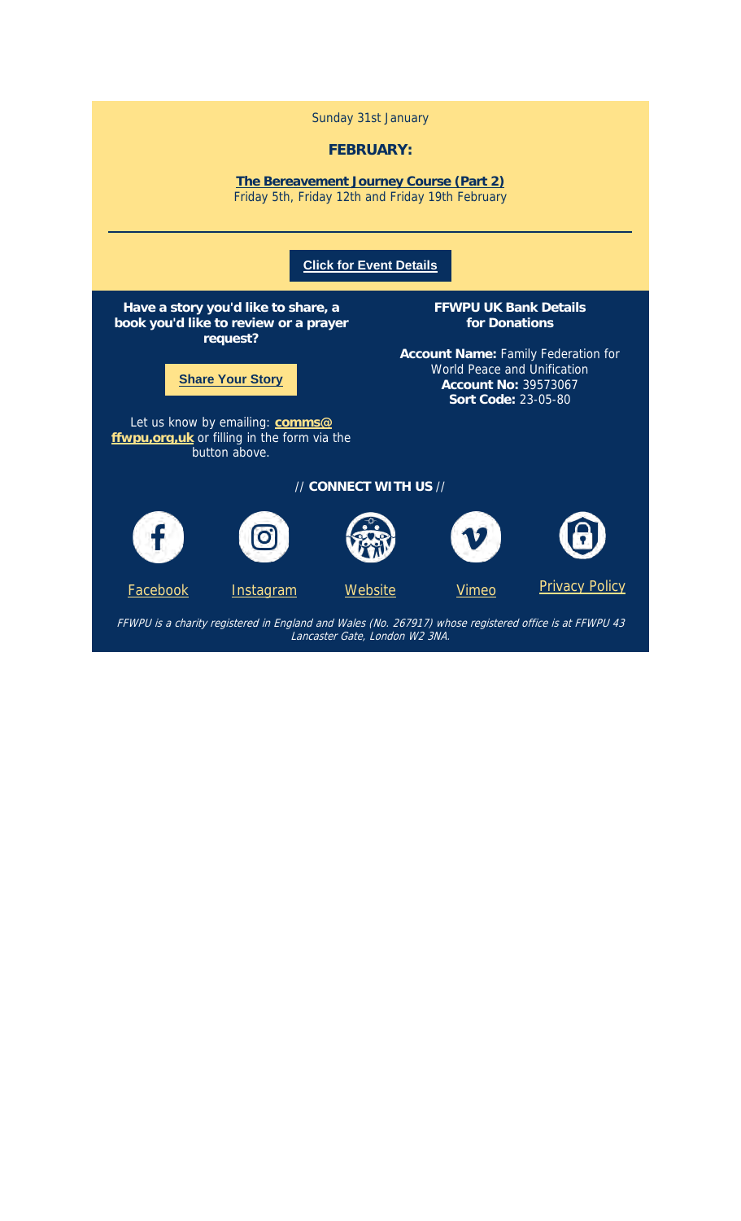Sunday 31st January

**FEBRUARY:**

**The Bereavement Journey Course (Part 2)**
Friday 5th, Friday 12th and Friday 19th February

---

**Click for Event Details**

**Have a story you'd like to share, a book you'd like to review or a prayer request?**

**Share Your Story**

Let us know by emailing: **comms@ffwpu,org,uk** or filling in the form via the button above.

**FFWPU UK Bank Details for Donations**

**Account Name:** Family Federation for World Peace and Unification
**Account No:** 39573067
**Sort Code:** 23-05-80

// **CONNECT WITH US** //

Facebook Instagram Website Vimeo Privacy Policy

*FFWPU is a charity registered in England and Wales (No. 267917) whose registered office is at FFWPU 43 Lancaster Gate, London W2 3NA.*